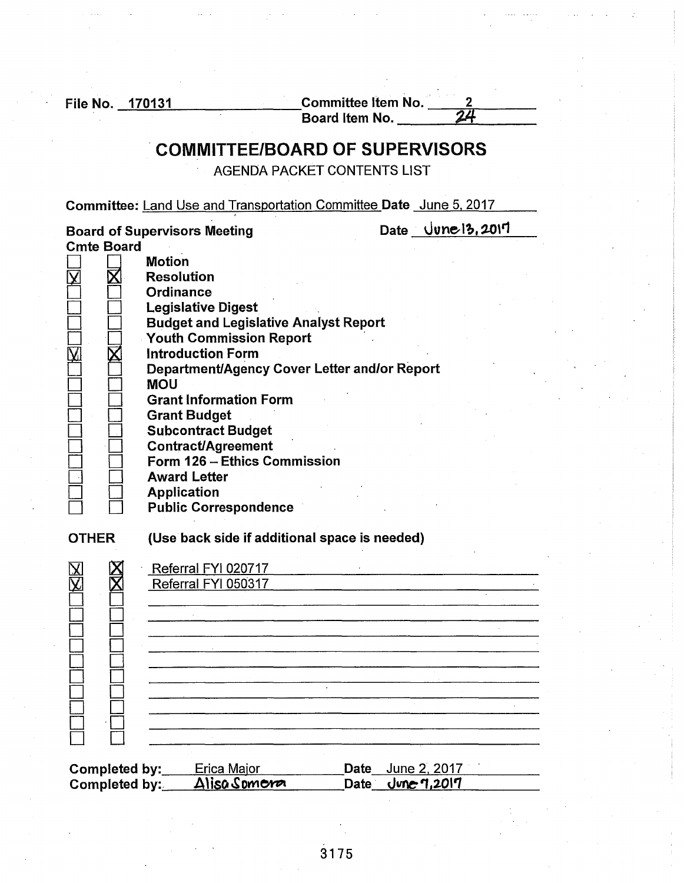File No. 170131 Committee Item No. 2
Board Item No. 24

# COMMITTEE/BOARD OF SUPERVISORS

AGENDA PACKET CONTENTS LIST

**Committee:** Land Use and Transportation Committee **Date** June 5, 2017

**Board of Supervisors Meeting** Date June 13, 2017

| Cmte | Board | |
|---|---|---|
| ☐ | ☐ | **Motion** |
| ☒ | ☒ | **Resolution** |
| ☐ | ☐ | **Ordinance** |
| ☐ | ☐ | **Legislative Digest** |
| ☐ | ☐ | **Budget and Legislative Analyst Report** |
| ☐ | ☐ | **Youth Commission Report** |
| ☒ | ☒ | **Introduction Form** |
| ☐ | ☐ | **Department/Agency Cover Letter and/or Report** |
| ☐ | ☐ | **MOU** |
| ☐ | ☐ | **Grant Information Form** |
| ☐ | ☐ | **Grant Budget** |
| ☐ | ☐ | **Subcontract Budget** |
| ☐ | ☐ | **Contract/Agreement** |
| ☐ | ☐ | **Form 126 – Ethics Commission** |
| ☐ | ☐ | **Award Letter** |
| ☐ | ☐ | **Application** |
| ☐ | ☐ | **Public Correspondence** |

**OTHER** **(Use back side if additional space is needed)**

| Cmte | Board | |
|---|---|---|
| ☒ | ☒ | Referral FYI 020717 |
| ☒ | ☒ | Referral FYI 050317 |
| ☐ | ☐ | |
| ☐ | ☐ | |
| ☐ | ☐ | |
| ☐ | ☐ | |
| ☐ | ☐ | |
| ☐ | ☐ | |
| ☐ | ☐ | |
| ☐ | ☐ | |
| ☐ | ☐ | |
| ☐ | ☐ | |

**Completed by:** Erica Major **Date** June 2, 2017
**Completed by:** Alisa Somera **Date** June 7, 2017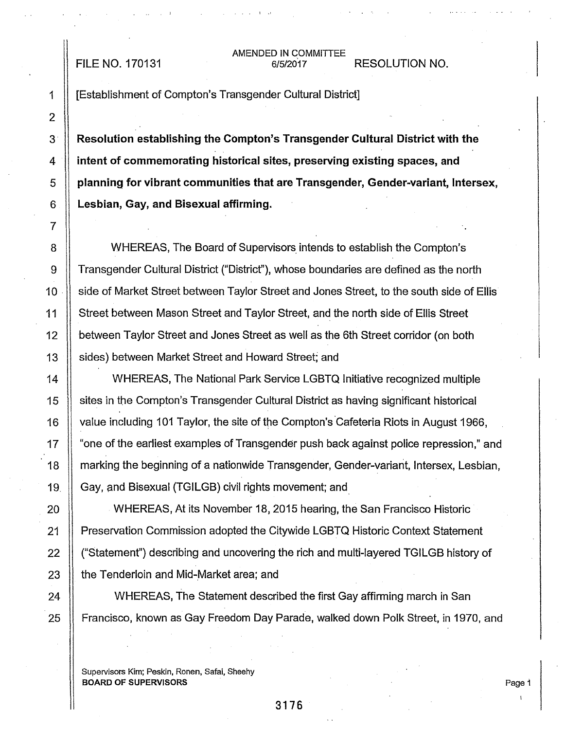FILE NO. 170131 AMENDED IN COMMITTEE 6/5/2017 RESOLUTION NO.

[Establishment of Compton's Transgender Cultural District]

**Resolution establishing the Compton's Transgender Cultural District with the intent of commemorating historical sites, preserving existing spaces, and planning for vibrant communities that are Transgender, Gender-variant, Intersex, Lesbian, Gay, and Bisexual affirming.**

WHEREAS, The Board of Supervisors intends to establish the Compton's Transgender Cultural District ("District"), whose boundaries are defined as the north side of Market Street between Taylor Street and Jones Street, to the south side of Ellis Street between Mason Street and Taylor Street, and the north side of Ellis Street between Taylor Street and Jones Street as well as the 6th Street corridor (on both sides) between Market Street and Howard Street; and

WHEREAS, The National Park Service LGBTQ Initiative recognized multiple sites in the Compton's Transgender Cultural District as having significant historical value including 101 Taylor, the site of the Compton's Cafeteria Riots in August 1966, "one of the earliest examples of Transgender push back against police repression," and marking the beginning of a nationwide Transgender, Gender-variant, Intersex, Lesbian, Gay, and Bisexual (TGILGB) civil rights movement; and

WHEREAS, At its November 18, 2015 hearing, the San Francisco Historic Preservation Commission adopted the Citywide LGBTQ Historic Context Statement ("Statement") describing and uncovering the rich and multi-layered TGILGB history of the Tenderloin and Mid-Market area; and

WHEREAS, The Statement described the first Gay affirming march in San Francisco, known as Gay Freedom Day Parade, walked down Polk Street, in 1970, and

Supervisors Kim; Peskin, Ronen, Safai, Sheehy
**BOARD OF SUPERVISORS**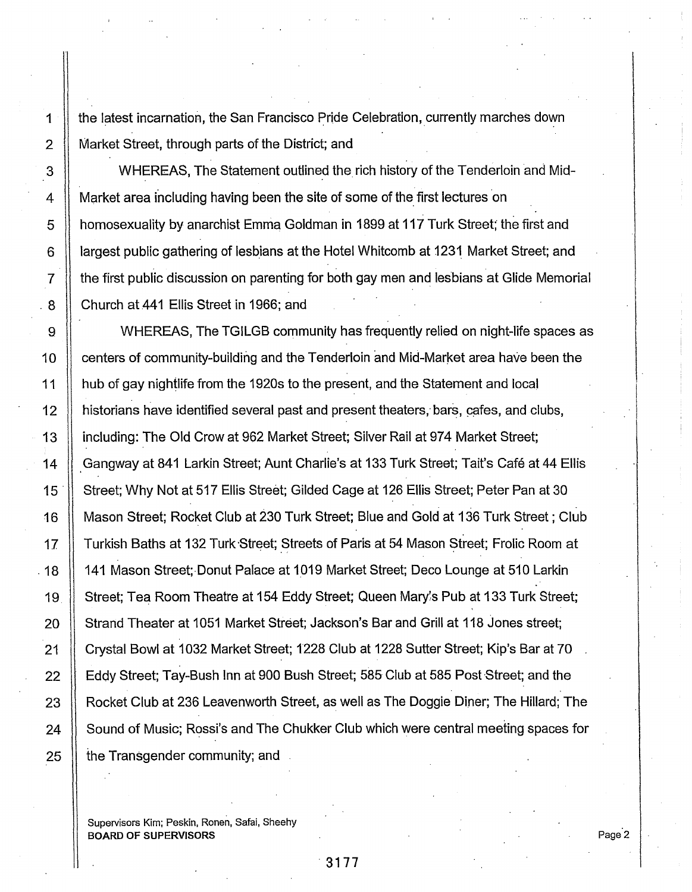the latest incarnation, the San Francisco Pride Celebration, currently marches down Market Street, through parts of the District; and

WHEREAS, The Statement outlined the rich history of the Tenderloin and Mid-Market area including having been the site of some of the first lectures on homosexuality by anarchist Emma Goldman in 1899 at 117 Turk Street; the first and largest public gathering of lesbians at the Hotel Whitcomb at 1231 Market Street; and the first public discussion on parenting for both gay men and lesbians at Glide Memorial Church at 441 Ellis Street in 1966; and

WHEREAS, The TGILGB community has frequently relied on night-life spaces as centers of community-building and the Tenderloin and Mid-Market area have been the hub of gay nightlife from the 1920s to the present, and the Statement and local historians have identified several past and present theaters, bars, cafes, and clubs, including: The Old Crow at 962 Market Street; Silver Rail at 974 Market Street; Gangway at 841 Larkin Street; Aunt Charlie's at 133 Turk Street; Tait's Café at 44 Ellis Street; Why Not at 517 Ellis Street; Gilded Cage at 126 Ellis Street; Peter Pan at 30 Mason Street; Rocket Club at 230 Turk Street; Blue and Gold at 136 Turk Street ; Club Turkish Baths at 132 Turk Street; Streets of Paris at 54 Mason Street; Frolic Room at 141 Mason Street; Donut Palace at 1019 Market Street; Deco Lounge at 510 Larkin Street; Tea Room Theatre at 154 Eddy Street; Queen Mary's Pub at 133 Turk Street; Strand Theater at 1051 Market Street; Jackson's Bar and Grill at 118 Jones street; Crystal Bowl at 1032 Market Street; 1228 Club at 1228 Sutter Street; Kip's Bar at 70 Eddy Street; Tay-Bush Inn at 900 Bush Street; 585 Club at 585 Post Street; and the Rocket Club at 236 Leavenworth Street, as well as The Doggie Diner; The Hillard; The Sound of Music; Rossi's and The Chukker Club which were central meeting spaces for the Transgender community; and

Supervisors Kim; Peskin, Ronen, Safai, Sheehy
**BOARD OF SUPERVISORS**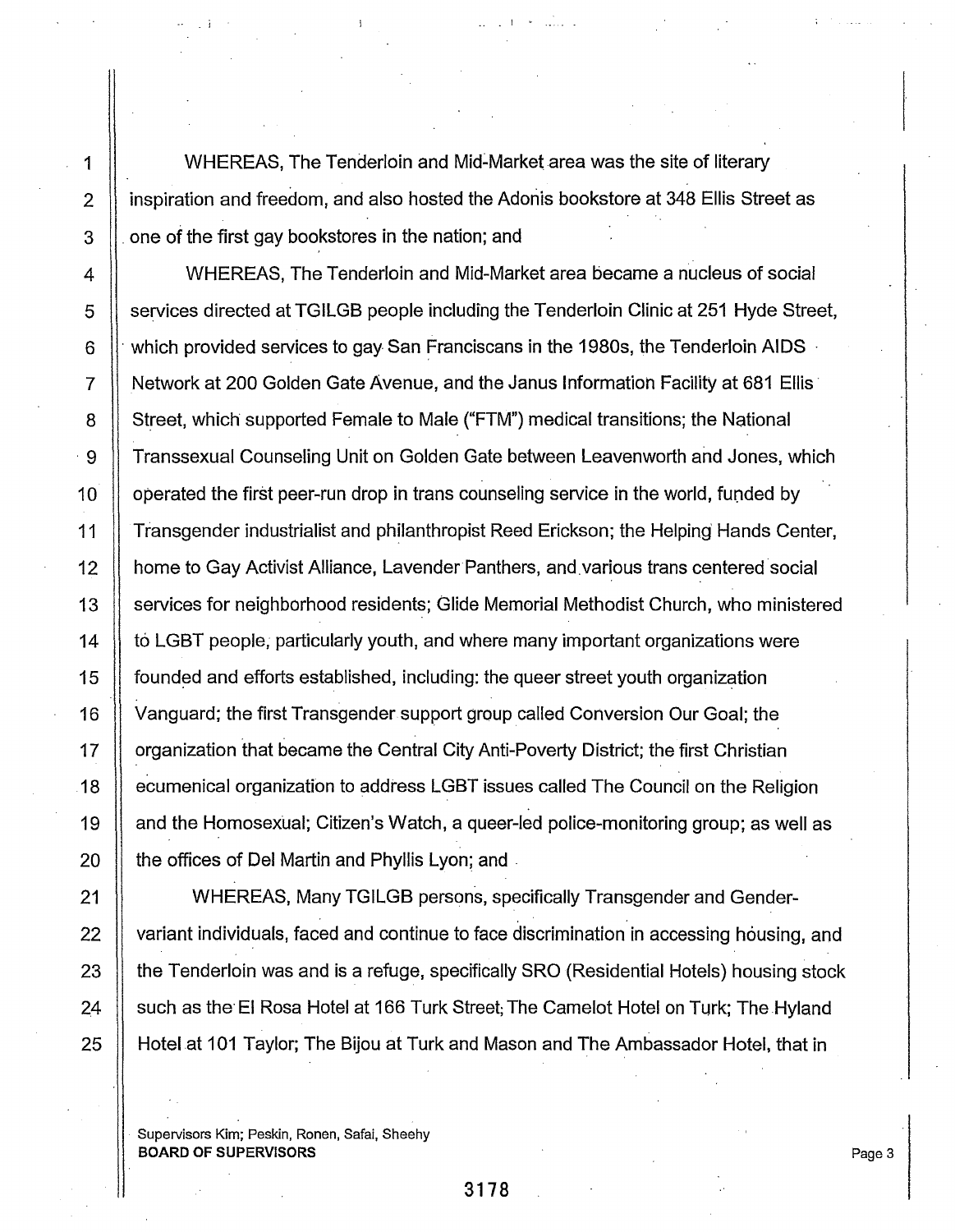WHEREAS, The Tenderloin and Mid-Market area was the site of literary inspiration and freedom, and also hosted the Adonis bookstore at 348 Ellis Street as one of the first gay bookstores in the nation; and

WHEREAS, The Tenderloin and Mid-Market area became a nucleus of social services directed at TGILGB people including the Tenderloin Clinic at 251 Hyde Street, which provided services to gay San Franciscans in the 1980s, the Tenderloin AIDS Network at 200 Golden Gate Avenue, and the Janus Information Facility at 681 Ellis Street, which supported Female to Male ("FTM") medical transitions; the National Transsexual Counseling Unit on Golden Gate between Leavenworth and Jones, which operated the first peer-run drop in trans counseling service in the world, funded by Transgender industrialist and philanthropist Reed Erickson; the Helping Hands Center, home to Gay Activist Alliance, Lavender Panthers, and various trans centered social services for neighborhood residents; Glide Memorial Methodist Church, who ministered to LGBT people, particularly youth, and where many important organizations were founded and efforts established, including: the queer street youth organization Vanguard; the first Transgender support group called Conversion Our Goal; the organization that became the Central City Anti-Poverty District; the first Christian ecumenical organization to address LGBT issues called The Council on the Religion and the Homosexual; Citizen's Watch, a queer-led police-monitoring group; as well as the offices of Del Martin and Phyllis Lyon; and

WHEREAS, Many TGILGB persons, specifically Transgender and Gender-variant individuals, faced and continue to face discrimination in accessing housing, and the Tenderloin was and is a refuge, specifically SRO (Residential Hotels) housing stock such as the El Rosa Hotel at 166 Turk Street; The Camelot Hotel on Turk; The Hyland Hotel at 101 Taylor; The Bijou at Turk and Mason and The Ambassador Hotel, that in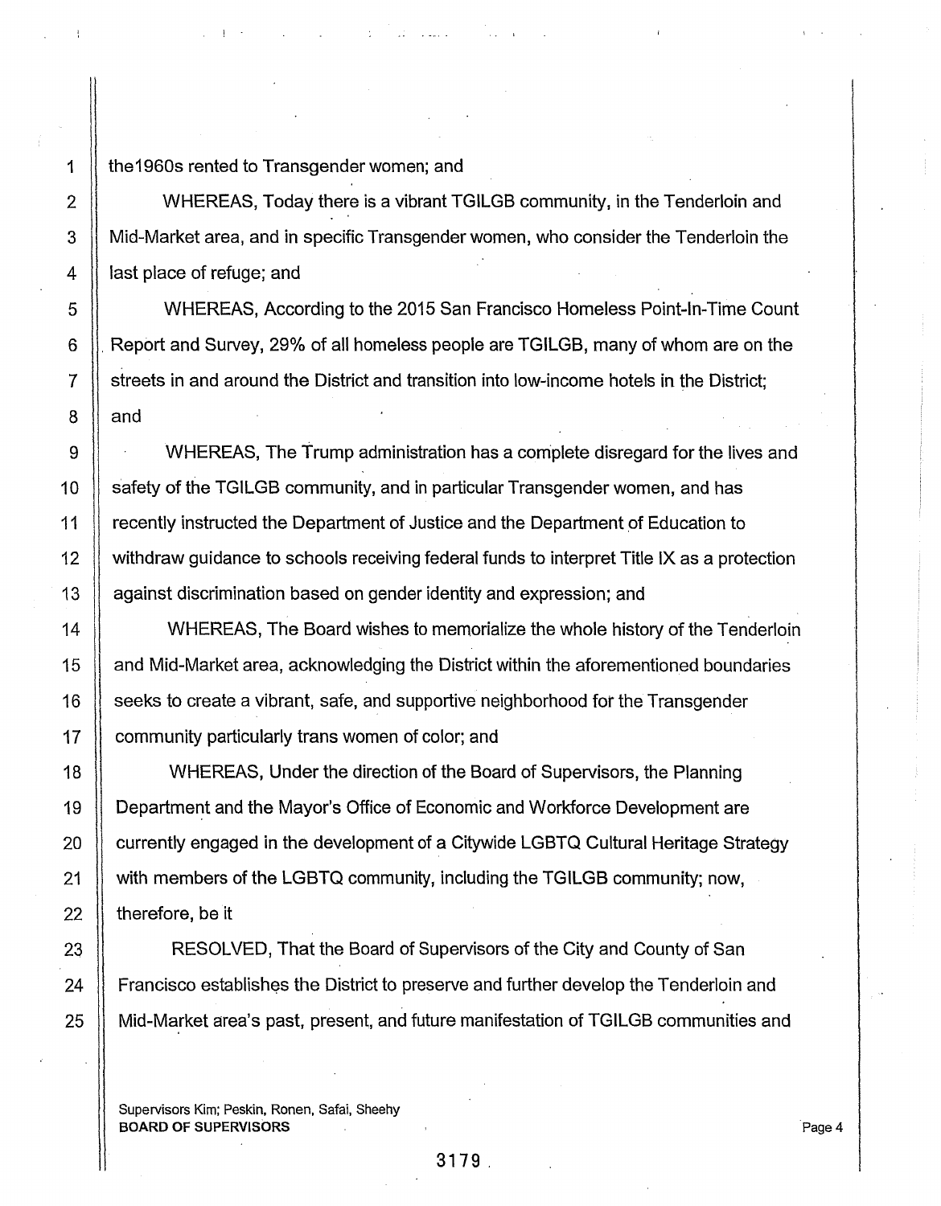the1960s rented to Transgender women; and

WHEREAS, Today there is a vibrant TGILGB community, in the Tenderloin and Mid-Market area, and in specific Transgender women, who consider the Tenderloin the last place of refuge; and

WHEREAS, According to the 2015 San Francisco Homeless Point-In-Time Count Report and Survey, 29% of all homeless people are TGILGB, many of whom are on the streets in and around the District and transition into low-income hotels in the District; and

WHEREAS, The Trump administration has a complete disregard for the lives and safety of the TGILGB community, and in particular Transgender women, and has recently instructed the Department of Justice and the Department of Education to withdraw guidance to schools receiving federal funds to interpret Title IX as a protection against discrimination based on gender identity and expression; and

WHEREAS, The Board wishes to memorialize the whole history of the Tenderloin and Mid-Market area, acknowledging the District within the aforementioned boundaries seeks to create a vibrant, safe, and supportive neighborhood for the Transgender community particularly trans women of color; and

WHEREAS, Under the direction of the Board of Supervisors, the Planning Department and the Mayor's Office of Economic and Workforce Development are currently engaged in the development of a Citywide LGBTQ Cultural Heritage Strategy with members of the LGBTQ community, including the TGILGB community; now, therefore, be it

RESOLVED, That the Board of Supervisors of the City and County of San Francisco establishes the District to preserve and further develop the Tenderloin and Mid-Market area's past, present, and future manifestation of TGILGB communities and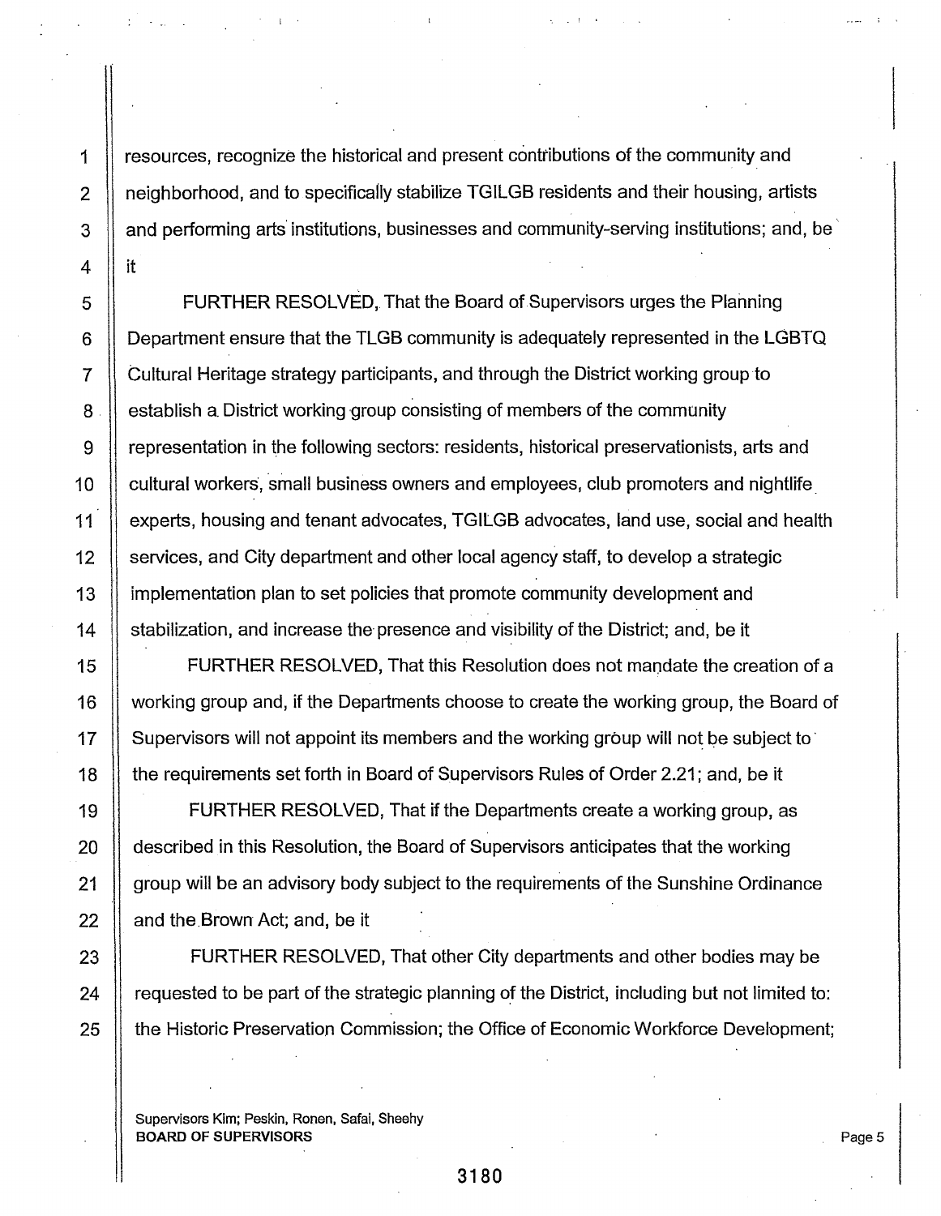resources, recognize the historical and present contributions of the community and neighborhood, and to specifically stabilize TGILGB residents and their housing, artists and performing arts institutions, businesses and community-serving institutions; and, be it

FURTHER RESOLVED, That the Board of Supervisors urges the Planning Department ensure that the TLGB community is adequately represented in the LGBTQ Cultural Heritage strategy participants, and through the District working group to establish a District working group consisting of members of the community representation in the following sectors: residents, historical preservationists, arts and cultural workers, small business owners and employees, club promoters and nightlife experts, housing and tenant advocates, TGILGB advocates, land use, social and health services, and City department and other local agency staff, to develop a strategic implementation plan to set policies that promote community development and stabilization, and increase the presence and visibility of the District; and, be it

FURTHER RESOLVED, That this Resolution does not mandate the creation of a working group and, if the Departments choose to create the working group, the Board of Supervisors will not appoint its members and the working group will not be subject to the requirements set forth in Board of Supervisors Rules of Order 2.21; and, be it

FURTHER RESOLVED, That if the Departments create a working group, as described in this Resolution, the Board of Supervisors anticipates that the working group will be an advisory body subject to the requirements of the Sunshine Ordinance and the Brown Act; and, be it

FURTHER RESOLVED, That other City departments and other bodies may be requested to be part of the strategic planning of the District, including but not limited to: the Historic Preservation Commission; the Office of Economic Workforce Development;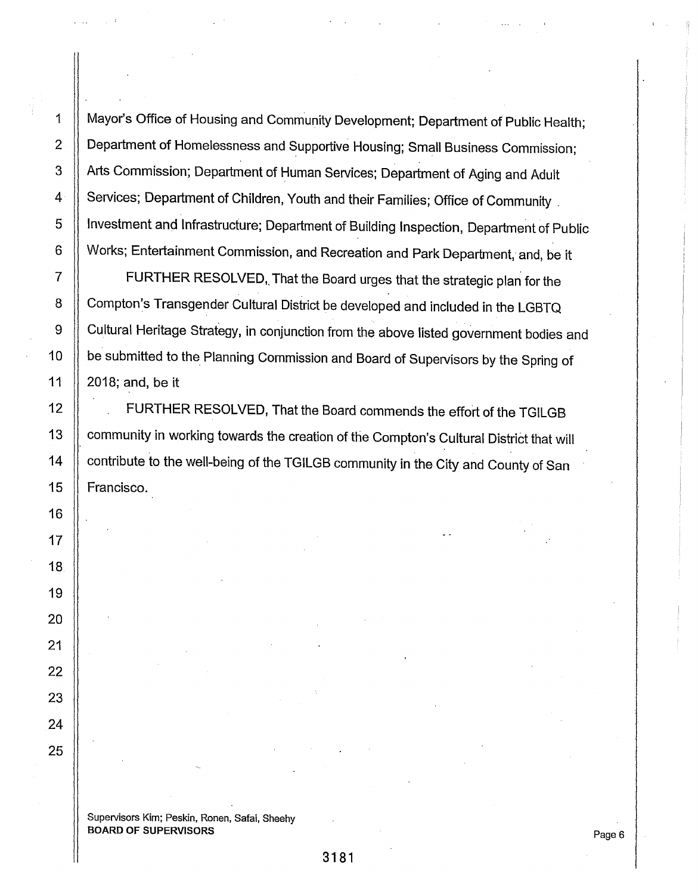Mayor's Office of Housing and Community Development; Department of Public Health; Department of Homelessness and Supportive Housing; Small Business Commission; Arts Commission; Department of Human Services; Department of Aging and Adult Services; Department of Children, Youth and their Families; Office of Community Investment and Infrastructure; Department of Building Inspection, Department of Public Works; Entertainment Commission, and Recreation and Park Department, and, be it

FURTHER RESOLVED, That the Board urges that the strategic plan for the Compton's Transgender Cultural District be developed and included in the LGBTQ Cultural Heritage Strategy, in conjunction from the above listed government bodies and be submitted to the Planning Commission and Board of Supervisors by the Spring of 2018; and, be it

FURTHER RESOLVED, That the Board commends the effort of the TGILGB community in working towards the creation of the Compton's Cultural District that will contribute to the well-being of the TGILGB community in the City and County of San Francisco.

Supervisors Kim; Peskin, Ronen, Safai, Sheehy
**BOARD OF SUPERVISORS**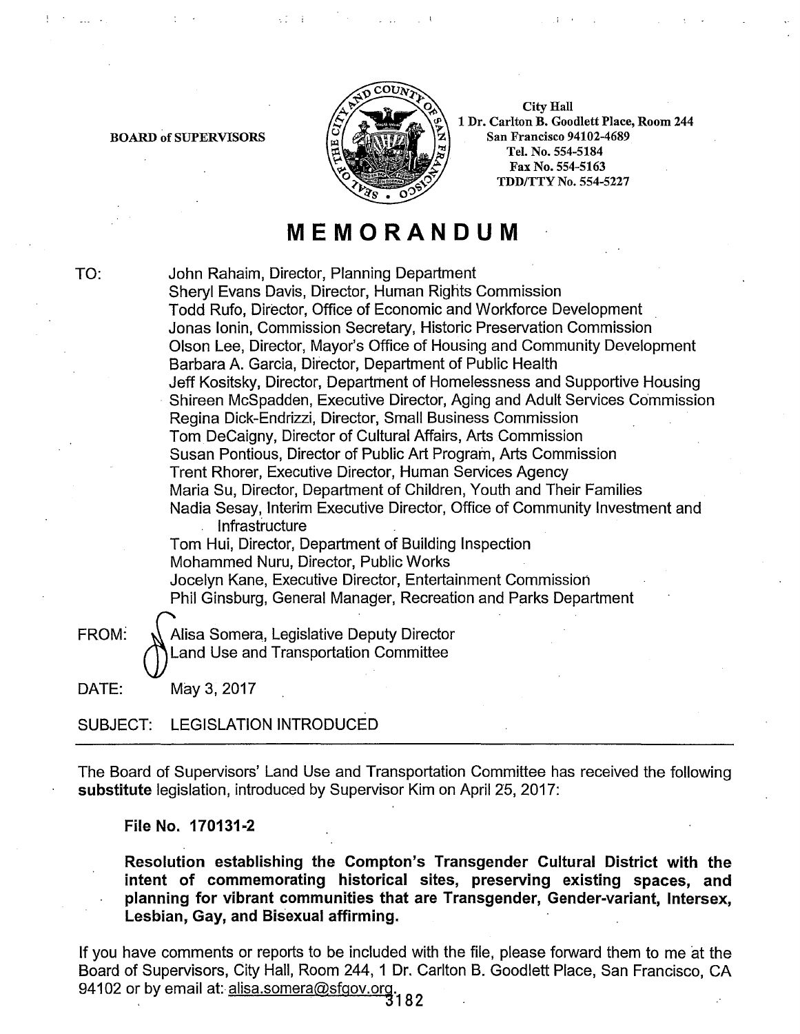BOARD of SUPERVISORS

City Hall
1 Dr. Carlton B. Goodlett Place, Room 244
San Francisco 94102-4689
Tel. No. 554-5184
Fax No. 554-5163
TDD/TTY No. 554-5227

# MEMORANDUM

TO: John Rahaim, Director, Planning Department
Sheryl Evans Davis, Director, Human Rights Commission
Todd Rufo, Director, Office of Economic and Workforce Development
Jonas Ionin, Commission Secretary, Historic Preservation Commission
Olson Lee, Director, Mayor's Office of Housing and Community Development
Barbara A. Garcia, Director, Department of Public Health
Jeff Kositsky, Director, Department of Homelessness and Supportive Housing
Shireen McSpadden, Executive Director, Aging and Adult Services Commission
Regina Dick-Endrizzi, Director, Small Business Commission
Tom DeCaigny, Director of Cultural Affairs, Arts Commission
Susan Pontious, Director of Public Art Program, Arts Commission
Trent Rhorer, Executive Director, Human Services Agency
Maria Su, Director, Department of Children, Youth and Their Families
Nadia Sesay, Interim Executive Director, Office of Community Investment and Infrastructure
Tom Hui, Director, Department of Building Inspection
Mohammed Nuru, Director, Public Works
Jocelyn Kane, Executive Director, Entertainment Commission
Phil Ginsburg, General Manager, Recreation and Parks Department

FROM: Alisa Somera, Legislative Deputy Director
Land Use and Transportation Committee

DATE: May 3, 2017

SUBJECT: LEGISLATION INTRODUCED

---

The Board of Supervisors' Land Use and Transportation Committee has received the following **substitute** legislation, introduced by Supervisor Kim on April 25, 2017:

**File No. 170131-2**

**Resolution establishing the Compton's Transgender Cultural District with the intent of commemorating historical sites, preserving existing spaces, and planning for vibrant communities that are Transgender, Gender-variant, Intersex, Lesbian, Gay, and Bisexual affirming.**

If you have comments or reports to be included with the file, please forward them to me at the Board of Supervisors, City Hall, Room 244, 1 Dr. Carlton B. Goodlett Place, San Francisco, CA 94102 or by email at: alisa.somera@sfgov.org.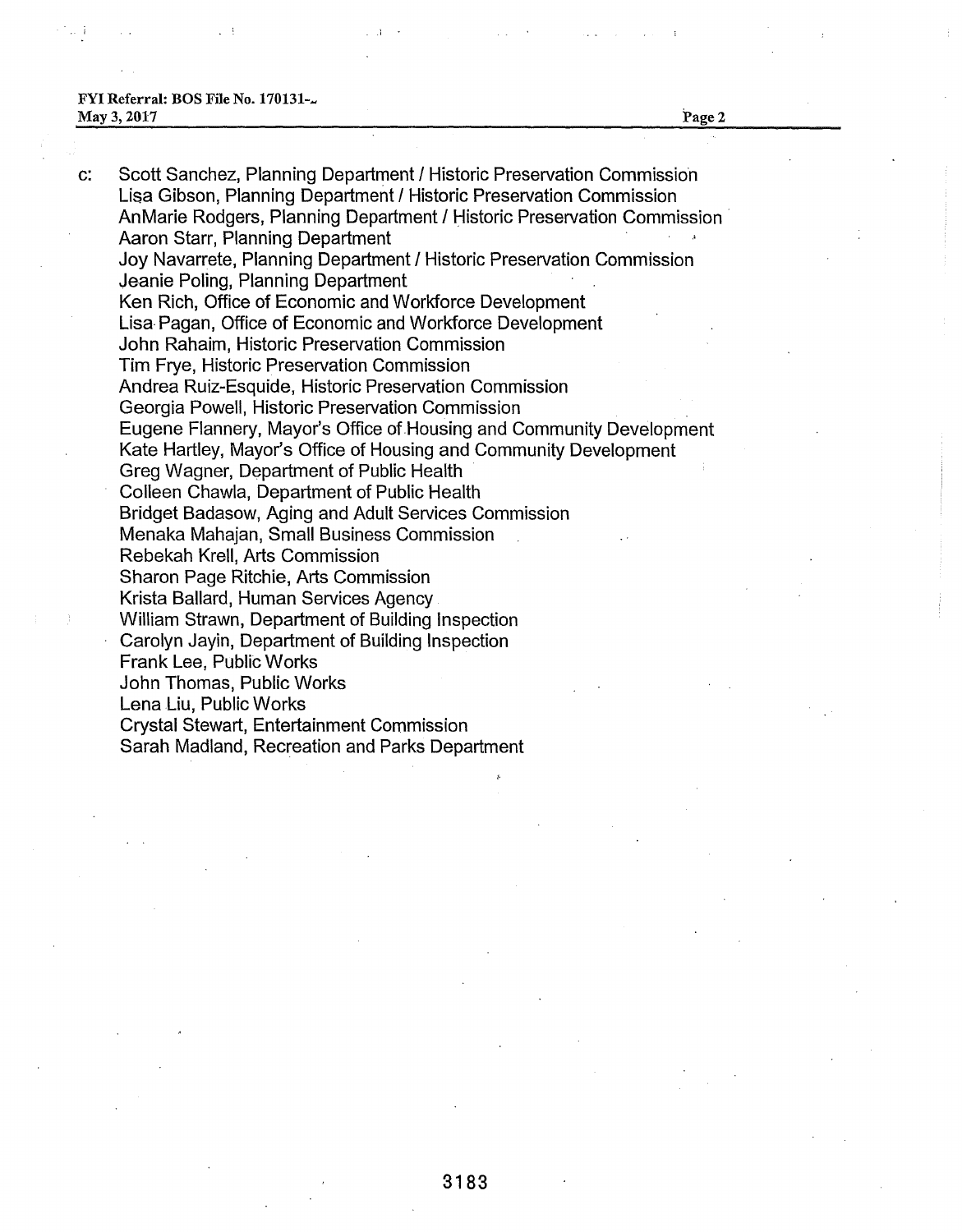c: Scott Sanchez, Planning Department / Historic Preservation Commission
Lisa Gibson, Planning Department / Historic Preservation Commission
AnMarie Rodgers, Planning Department / Historic Preservation Commission
Aaron Starr, Planning Department
Joy Navarrete, Planning Department / Historic Preservation Commission
Jeanie Poling, Planning Department
Ken Rich, Office of Economic and Workforce Development
Lisa Pagan, Office of Economic and Workforce Development
John Rahaim, Historic Preservation Commission
Tim Frye, Historic Preservation Commission
Andrea Ruiz-Esquide, Historic Preservation Commission
Georgia Powell, Historic Preservation Commission
Eugene Flannery, Mayor's Office of Housing and Community Development
Kate Hartley, Mayor's Office of Housing and Community Development
Greg Wagner, Department of Public Health
Colleen Chawla, Department of Public Health
Bridget Badasow, Aging and Adult Services Commission
Menaka Mahajan, Small Business Commission
Rebekah Krell, Arts Commission
Sharon Page Ritchie, Arts Commission
Krista Ballard, Human Services Agency
William Strawn, Department of Building Inspection
Carolyn Jayin, Department of Building Inspection
Frank Lee, Public Works
John Thomas, Public Works
Lena Liu, Public Works
Crystal Stewart, Entertainment Commission
Sarah Madland, Recreation and Parks Department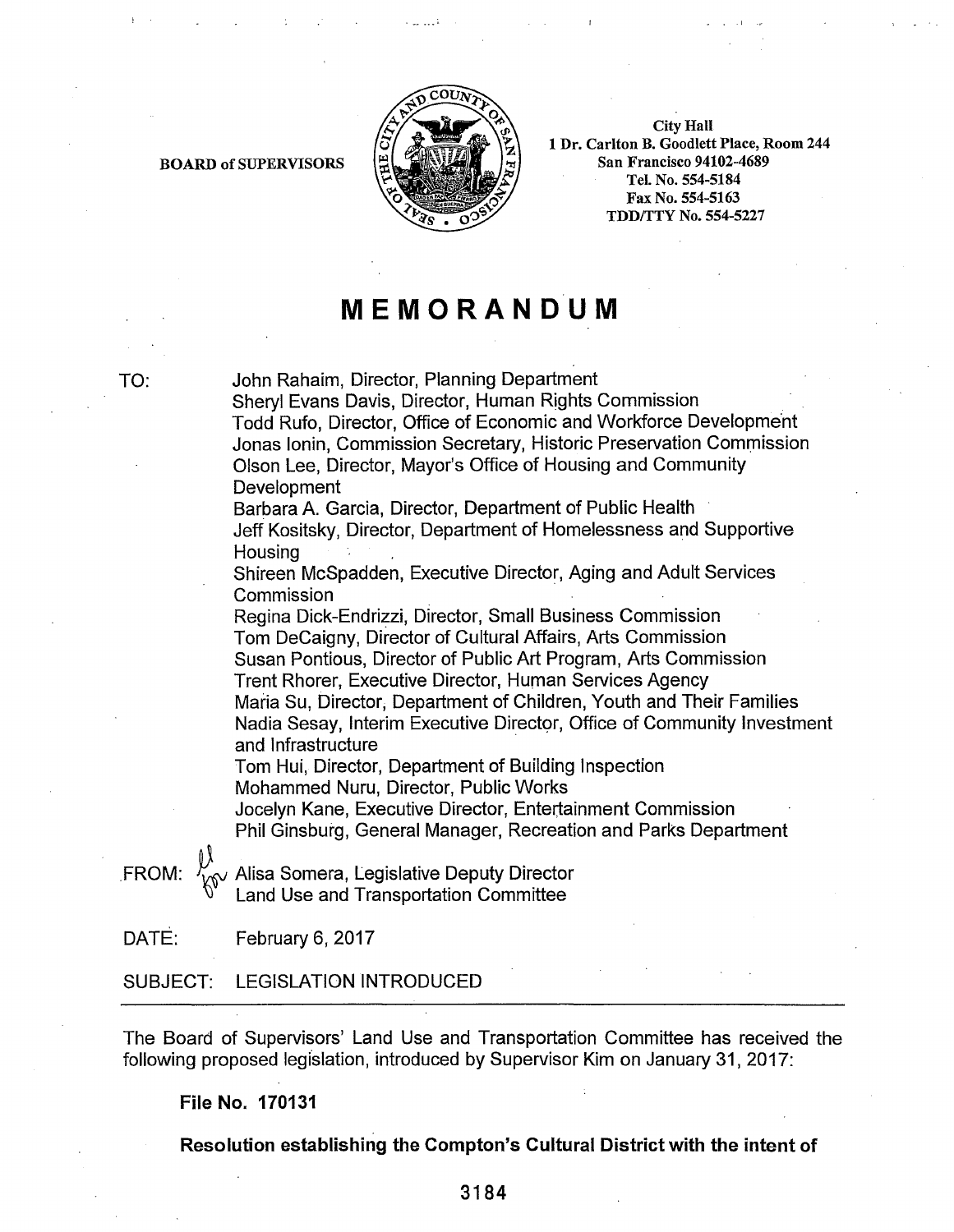BOARD of SUPERVISORS

City Hall
1 Dr. Carlton B. Goodlett Place, Room 244
San Francisco 94102-4689
Tel. No. 554-5184
Fax No. 554-5163
TDD/TTY No. 554-5227

# MEMORANDUM

TO: John Rahaim, Director, Planning Department
Sheryl Evans Davis, Director, Human Rights Commission
Todd Rufo, Director, Office of Economic and Workforce Development
Jonas Ionin, Commission Secretary, Historic Preservation Commission
Olson Lee, Director, Mayor's Office of Housing and Community Development
Barbara A. Garcia, Director, Department of Public Health
Jeff Kositsky, Director, Department of Homelessness and Supportive Housing
Shireen McSpadden, Executive Director, Aging and Adult Services Commission
Regina Dick-Endrizzi, Director, Small Business Commission
Tom DeCaigny, Director of Cultural Affairs, Arts Commission
Susan Pontious, Director of Public Art Program, Arts Commission
Trent Rhorer, Executive Director, Human Services Agency
Maria Su, Director, Department of Children, Youth and Their Families
Nadia Sesay, Interim Executive Director, Office of Community Investment and Infrastructure
Tom Hui, Director, Department of Building Inspection
Mohammed Nuru, Director, Public Works
Jocelyn Kane, Executive Director, Entertainment Commission
Phil Ginsburg, General Manager, Recreation and Parks Department

FROM: Alisa Somera, Legislative Deputy Director
Land Use and Transportation Committee

DATE: February 6, 2017

SUBJECT: LEGISLATION INTRODUCED

---

The Board of Supervisors' Land Use and Transportation Committee has received the following proposed legislation, introduced by Supervisor Kim on January 31, 2017:

**File No. 170131**

**Resolution establishing the Compton's Cultural District with the intent of**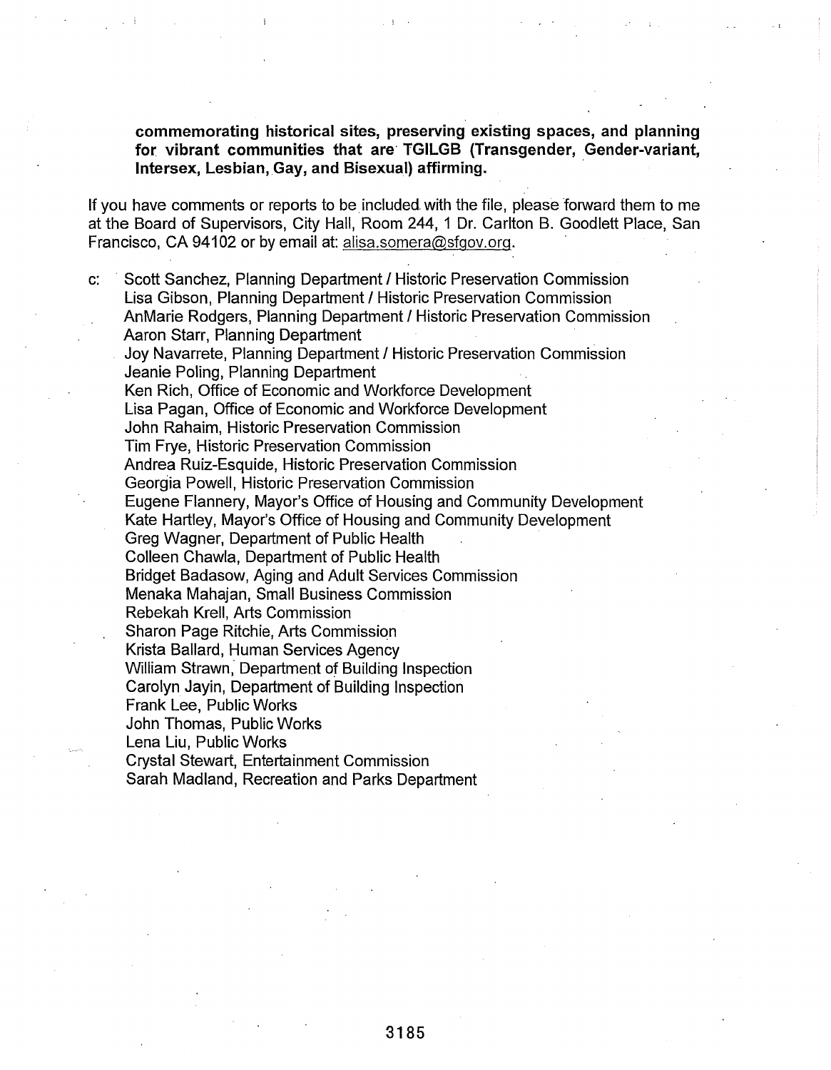**commemorating historical sites, preserving existing spaces, and planning for vibrant communities that are TGILGB (Transgender, Gender-variant, Intersex, Lesbian, Gay, and Bisexual) affirming.**

If you have comments or reports to be included with the file, please forward them to me at the Board of Supervisors, City Hall, Room 244, 1 Dr. Carlton B. Goodlett Place, San Francisco, CA 94102 or by email at: alisa.somera@sfgov.org.

c: Scott Sanchez, Planning Department / Historic Preservation Commission
Lisa Gibson, Planning Department / Historic Preservation Commission
AnMarie Rodgers, Planning Department / Historic Preservation Commission
Aaron Starr, Planning Department
Joy Navarrete, Planning Department / Historic Preservation Commission
Jeanie Poling, Planning Department
Ken Rich, Office of Economic and Workforce Development
Lisa Pagan, Office of Economic and Workforce Development
John Rahaim, Historic Preservation Commission
Tim Frye, Historic Preservation Commission
Andrea Ruiz-Esquide, Historic Preservation Commission
Georgia Powell, Historic Preservation Commission
Eugene Flannery, Mayor's Office of Housing and Community Development
Kate Hartley, Mayor's Office of Housing and Community Development
Greg Wagner, Department of Public Health
Colleen Chawla, Department of Public Health
Bridget Badasow, Aging and Adult Services Commission
Menaka Mahajan, Small Business Commission
Rebekah Krell, Arts Commission
Sharon Page Ritchie, Arts Commission
Krista Ballard, Human Services Agency
William Strawn, Department of Building Inspection
Carolyn Jayin, Department of Building Inspection
Frank Lee, Public Works
John Thomas, Public Works
Lena Liu, Public Works
Crystal Stewart, Entertainment Commission
Sarah Madland, Recreation and Parks Department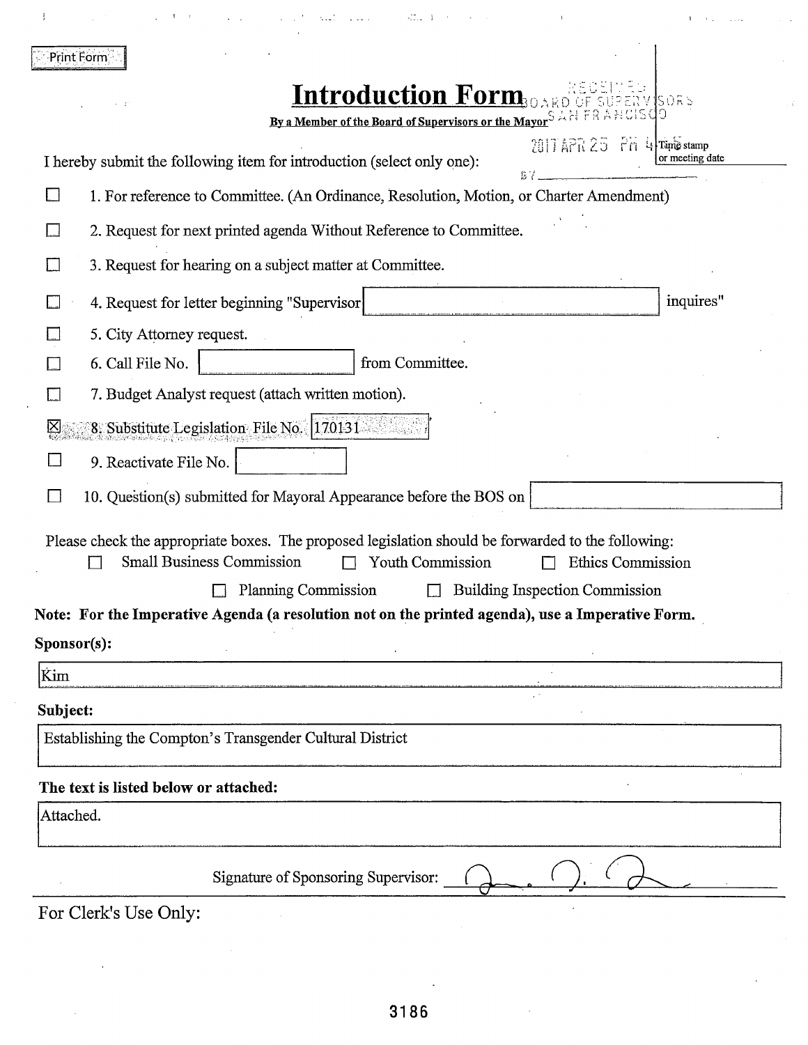Print Form

# Introduction Form

**By a Member of the Board of Supervisors or the Mayor**

RECEIVED BOARD OF SUPERVISORS SAN FRANCISCO

2017 APR 25 PM 4:15

Time stamp or meeting date

BY ______

I hereby submit the following item for introduction (select only one):

- ☐ 1. For reference to Committee. (An Ordinance, Resolution, Motion, or Charter Amendment)
- ☐ 2. Request for next printed agenda Without Reference to Committee.
- ☐ 3. Request for hearing on a subject matter at Committee.
- ☐ 4. Request for letter beginning "Supervisor [ ] inquires"
- ☐ 5. City Attorney request.
- ☐ 6. Call File No. [ ] from Committee.
- ☐ 7. Budget Analyst request (attach written motion).
- ☒ 8. Substitute Legislation File No. 170131
- ☐ 9. Reactivate File No. [ ]
- ☐ 10. Question(s) submitted for Mayoral Appearance before the BOS on [ ]

Please check the appropriate boxes. The proposed legislation should be forwarded to the following:

☐ Small Business Commission ☐ Youth Commission ☐ Ethics Commission

☐ Planning Commission ☐ Building Inspection Commission

**Note: For the Imperative Agenda (a resolution not on the printed agenda), use a Imperative Form.**

**Sponsor(s):**

Kim

**Subject:**

Establishing the Compton's Transgender Cultural District

**The text is listed below or attached:**

Attached.

Signature of Sponsoring Supervisor: [signature]

For Clerk's Use Only: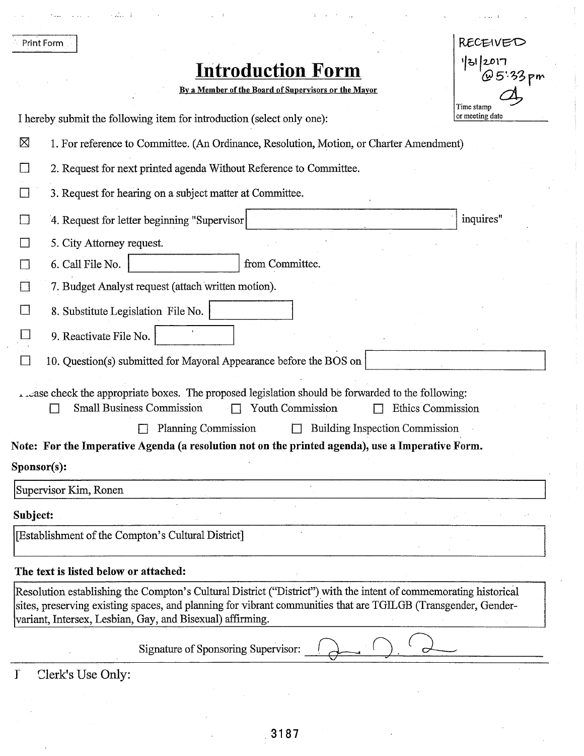Print Form

RECEIVED
1/31/2017
@5:33pm

Time stamp or meeting date

# Introduction Form

**By a Member of the Board of Supervisors or the Mayor**

I hereby submit the following item for introduction (select only one):

☒ 1. For reference to Committee. (An Ordinance, Resolution, Motion, or Charter Amendment)

☐ 2. Request for next printed agenda Without Reference to Committee.

☐ 3. Request for hearing on a subject matter at Committee.

☐ 4. Request for letter beginning "Supervisor ______ inquires"

☐ 5. City Attorney request.

☐ 6. Call File No. ______ from Committee.

☐ 7. Budget Analyst request (attach written motion).

☐ 8. Substitute Legislation File No. ______

☐ 9. Reactivate File No. ______

☐ 10. Question(s) submitted for Mayoral Appearance before the BOS on ______

Please check the appropriate boxes. The proposed legislation should be forwarded to the following:

☐ Small Business Commission ☐ Youth Commission ☐ Ethics Commission

☐ Planning Commission ☐ Building Inspection Commission

**Note: For the Imperative Agenda (a resolution not on the printed agenda), use a Imperative Form.**

**Sponsor(s):**

Supervisor Kim, Ronen

**Subject:**

[Establishment of the Compton's Cultural District]

**The text is listed below or attached:**

Resolution establishing the Compton's Cultural District ("District") with the intent of commemorating historical sites, preserving existing spaces, and planning for vibrant communities that are TGILGB (Transgender, Gender-variant, Intersex, Lesbian, Gay, and Bisexual) affirming.

Signature of Sponsoring Supervisor: ______

For Clerk's Use Only: